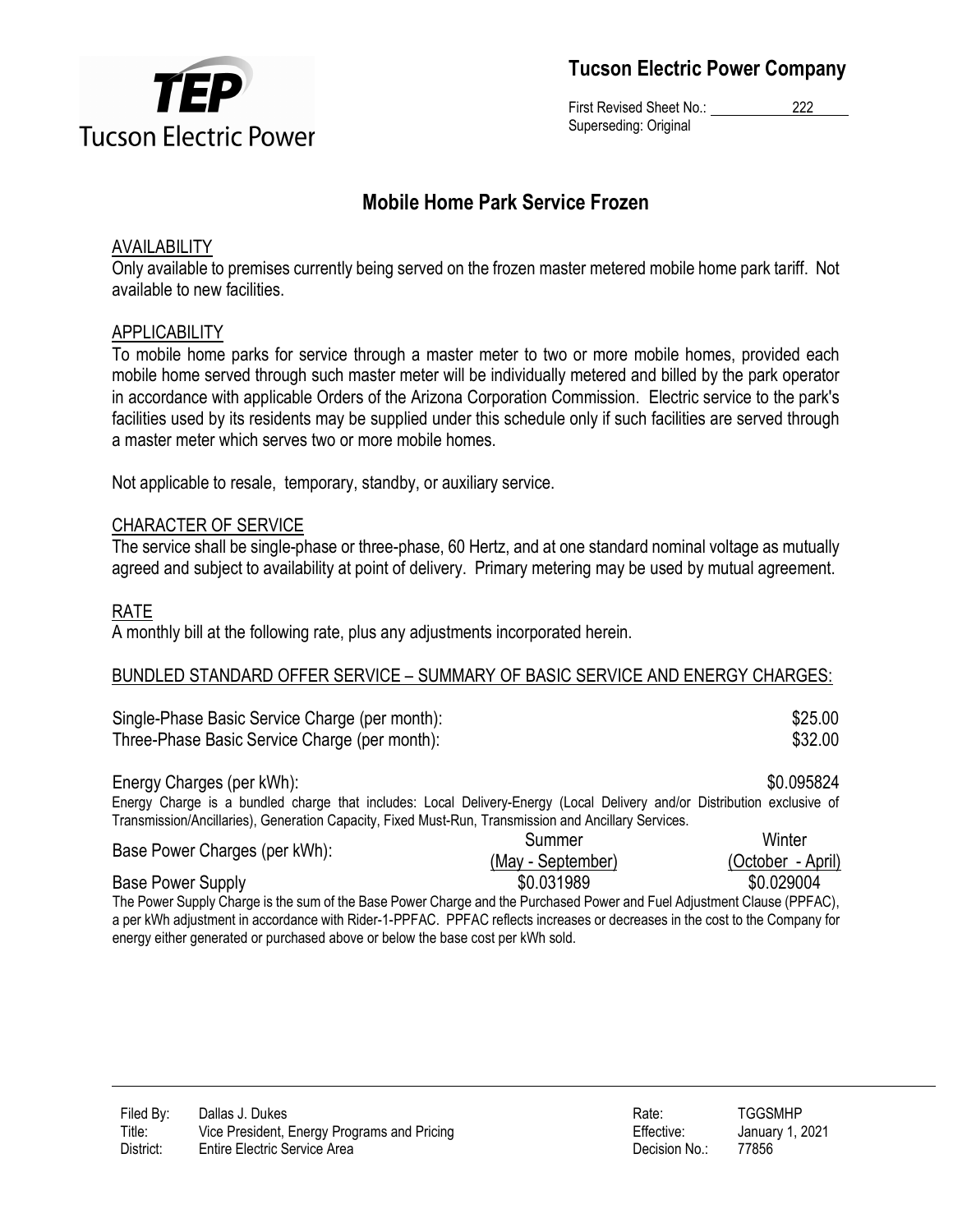# Tucson Electric Power Company

First Revised Sheet No.: 222
Superseding: Original

## Mobile Home Park Service Frozen

### AVAILABILITY

Only available to premises currently being served on the frozen master metered mobile home park tariff. Not available to new facilities.

### APPLICABILITY

To mobile home parks for service through a master meter to two or more mobile homes, provided each mobile home served through such master meter will be individually metered and billed by the park operator in accordance with applicable Orders of the Arizona Corporation Commission. Electric service to the park's facilities used by its residents may be supplied under this schedule only if such facilities are served through a master meter which serves two or more mobile homes.

Not applicable to resale, temporary, standby, or auxiliary service.

### CHARACTER OF SERVICE

The service shall be single-phase or three-phase, 60 Hertz, and at one standard nominal voltage as mutually agreed and subject to availability at point of delivery. Primary metering may be used by mutual agreement.

### RATE

A monthly bill at the following rate, plus any adjustments incorporated herein.

### BUNDLED STANDARD OFFER SERVICE – SUMMARY OF BASIC SERVICE AND ENERGY CHARGES:

| | |
|---|---|
| Single-Phase Basic Service Charge (per month): | \$25.00 |
| Three-Phase Basic Service Charge (per month): | \$32.00 |

| | |
|---|---|
| Energy Charges (per kWh): | \$0.095824 |

Energy Charge is a bundled charge that includes: Local Delivery-Energy (Local Delivery and/or Distribution exclusive of Transmission/Ancillaries), Generation Capacity, Fixed Must-Run, Transmission and Ancillary Services.

| Base Power Charges (per kWh): | Summer (May - September) | Winter (October - April) |
|---|---|---|
| Base Power Supply | \$0.031989 | \$0.029004 |

The Power Supply Charge is the sum of the Base Power Charge and the Purchased Power and Fuel Adjustment Clause (PPFAC), a per kWh adjustment in accordance with Rider-1-PPFAC. PPFAC reflects increases or decreases in the cost to the Company for energy either generated or purchased above or below the base cost per kWh sold.

| | | | |
|---|---|---|---|
| Filed By: | Dallas J. Dukes | Rate: | TGGSMHP |
| Title: | Vice President, Energy Programs and Pricing | Effective: | January 1, 2021 |
| District: | Entire Electric Service Area | Decision No.: | 77856 |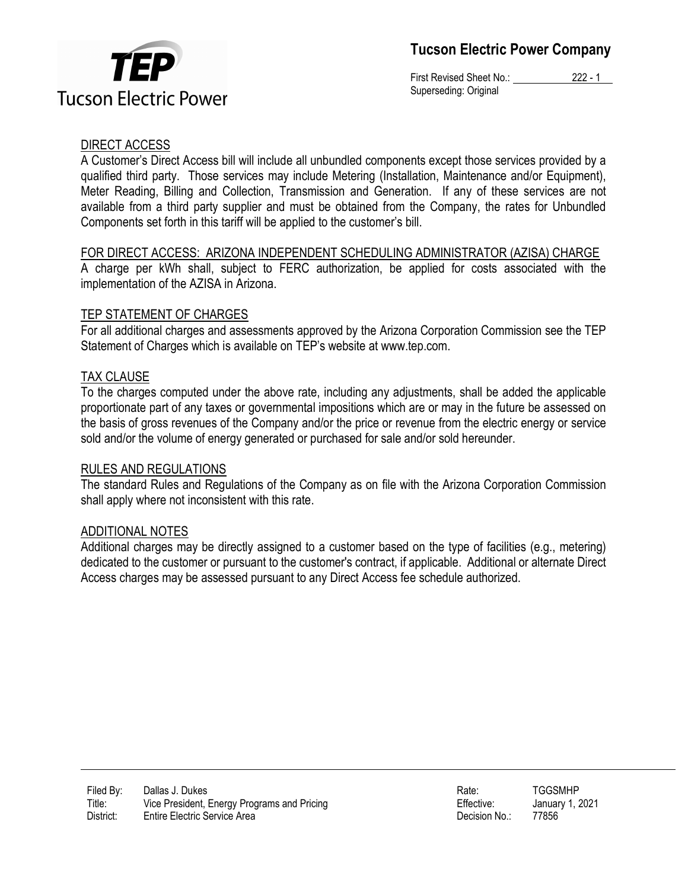## DIRECT ACCESS

A Customer's Direct Access bill will include all unbundled components except those services provided by a qualified third party. Those services may include Metering (Installation, Maintenance and/or Equipment), Meter Reading, Billing and Collection, Transmission and Generation. If any of these services are not available from a third party supplier and must be obtained from the Company, the rates for Unbundled Components set forth in this tariff will be applied to the customer's bill.

## FOR DIRECT ACCESS: ARIZONA INDEPENDENT SCHEDULING ADMINISTRATOR (AZISA) CHARGE

A charge per kWh shall, subject to FERC authorization, be applied for costs associated with the implementation of the AZISA in Arizona.

## TEP STATEMENT OF CHARGES

For all additional charges and assessments approved by the Arizona Corporation Commission see the TEP Statement of Charges which is available on TEP's website at www.tep.com.

## TAX CLAUSE

To the charges computed under the above rate, including any adjustments, shall be added the applicable proportionate part of any taxes or governmental impositions which are or may in the future be assessed on the basis of gross revenues of the Company and/or the price or revenue from the electric energy or service sold and/or the volume of energy generated or purchased for sale and/or sold hereunder.

## RULES AND REGULATIONS

The standard Rules and Regulations of the Company as on file with the Arizona Corporation Commission shall apply where not inconsistent with this rate.

## ADDITIONAL NOTES

Additional charges may be directly assigned to a customer based on the type of facilities (e.g., metering) dedicated to the customer or pursuant to the customer's contract, if applicable. Additional or alternate Direct Access charges may be assessed pursuant to any Direct Access fee schedule authorized.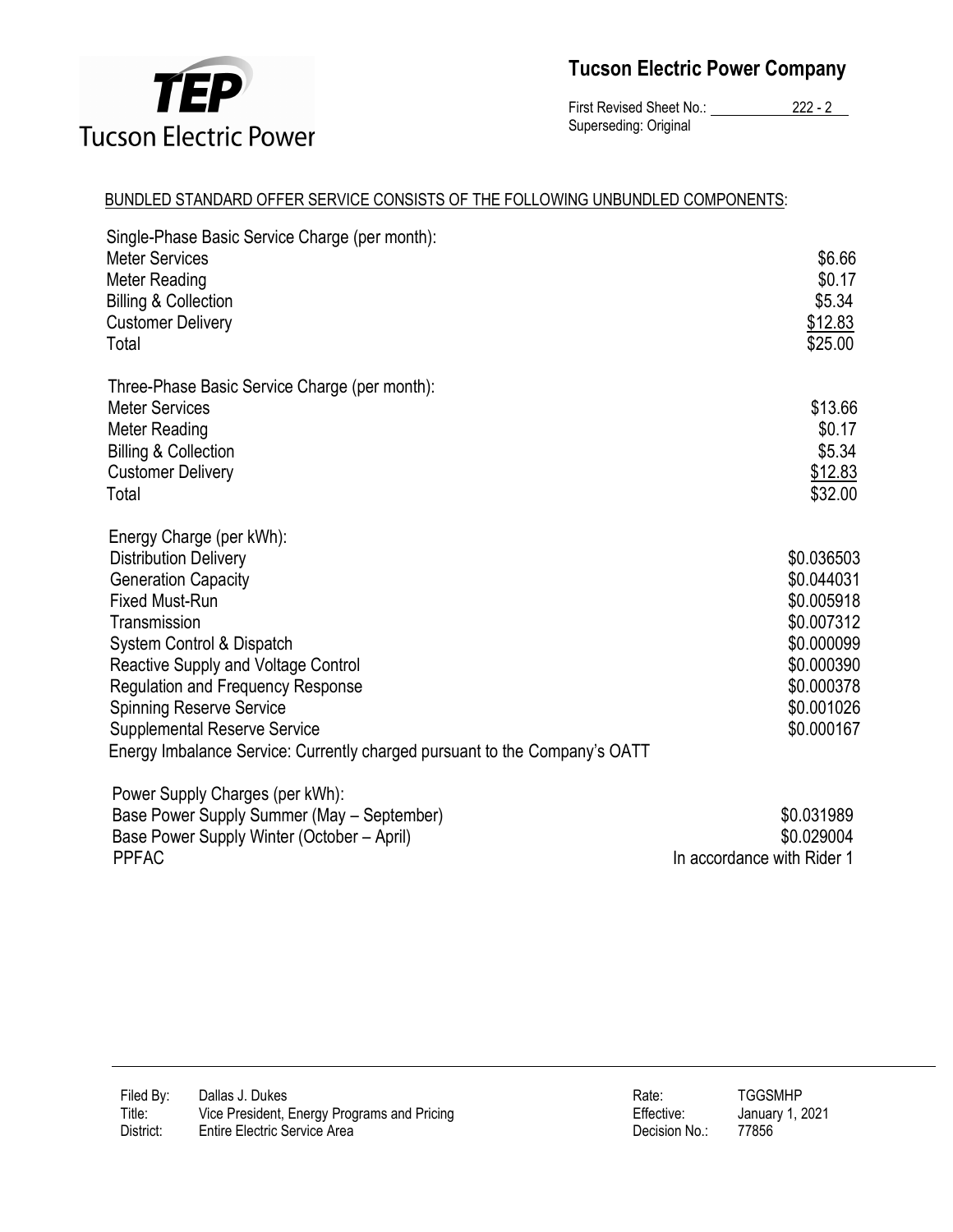# Tucson Electric Power Company

First Revised Sheet No.: 222 - 2
Superseding: Original

BUNDLED STANDARD OFFER SERVICE CONSISTS OF THE FOLLOWING UNBUNDLED COMPONENTS:

| | |
|---|---|
| Single-Phase Basic Service Charge (per month): | |
| Meter Services | \$6.66 |
| Meter Reading | \$0.17 |
| Billing & Collection | \$5.34 |
| Customer Delivery | \$12.83 |
| Total | \$25.00 |

| | |
|---|---|
| Three-Phase Basic Service Charge (per month): | |
| Meter Services | \$13.66 |
| Meter Reading | \$0.17 |
| Billing & Collection | \$5.34 |
| Customer Delivery | \$12.83 |
| Total | \$32.00 |

| | |
|---|---|
| Energy Charge (per kWh): | |
| Distribution Delivery | \$0.036503 |
| Generation Capacity | \$0.044031 |
| Fixed Must-Run | \$0.005918 |
| Transmission | \$0.007312 |
| System Control & Dispatch | \$0.000099 |
| Reactive Supply and Voltage Control | \$0.000390 |
| Regulation and Frequency Response | \$0.000378 |
| Spinning Reserve Service | \$0.001026 |
| Supplemental Reserve Service | \$0.000167 |
| Energy Imbalance Service: Currently charged pursuant to the Company's OATT | |

| | |
|---|---|
| Power Supply Charges (per kWh): | |
| Base Power Supply Summer (May – September) | \$0.031989 |
| Base Power Supply Winter (October – April) | \$0.029004 |
| PPFAC | In accordance with Rider 1 |

| | | | |
|---|---|---|---|
| Filed By: | Dallas J. Dukes | Rate: | TGGSMHP |
| Title: | Vice President, Energy Programs and Pricing | Effective: | January 1, 2021 |
| District: | Entire Electric Service Area | Decision No.: | 77856 |